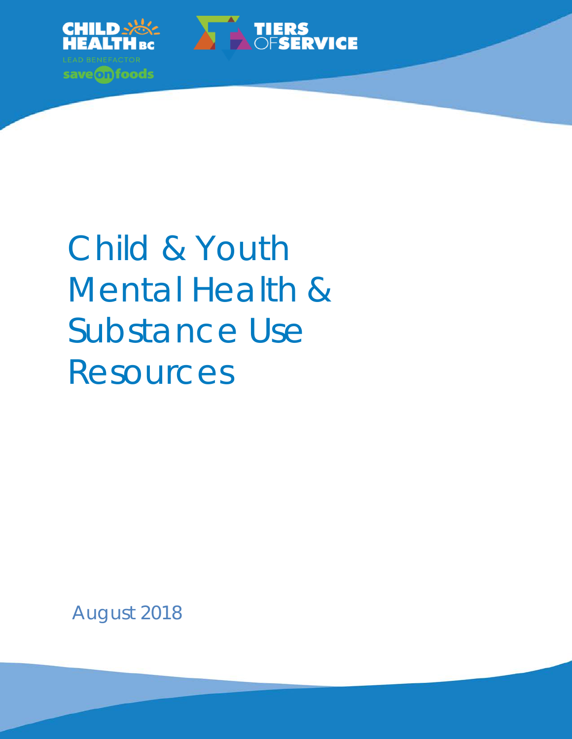# Child & Youth Mental Health & Substance Use Resources

August 2018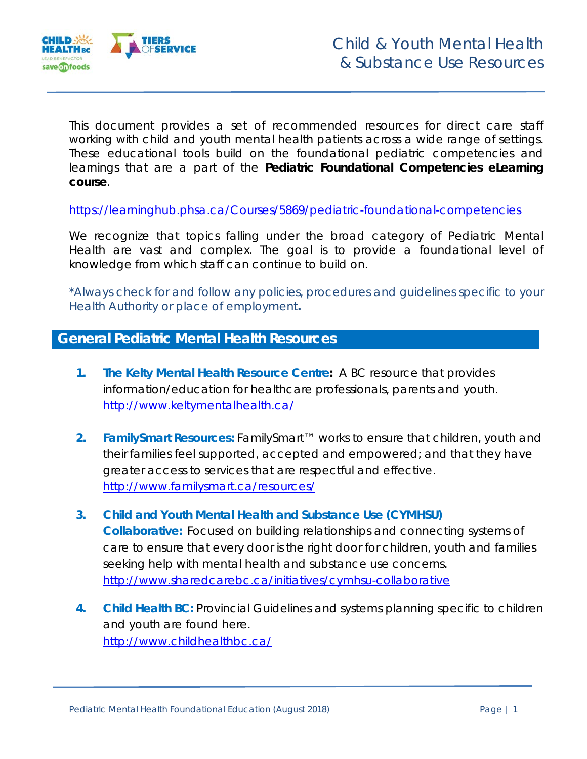# Child & Youth Mental Health & Substance Use Resources

This document provides a set of recommended resources for direct care staff working with child and youth mental health patients across a wide range of settings. These educational tools build on the foundational pediatric competencies and learnings that are a part of the **Pediatric Foundational Competencies eLearning course**.

https://learninghub.phsa.ca/Courses/5869/pediatric-foundational-competencies

We recognize that topics falling under the broad category of Pediatric Mental Health are vast and complex. The goal is to provide a foundational level of knowledge from which staff can continue to build on.

*Always check for and follow any policies, procedures and guidelines specific to your Health Authority or place of employment**.**

## General Pediatric Mental Health Resources

1. **The Kelty Mental Health Resource Centre:** A BC resource that provides information/education for healthcare professionals, parents and youth. http://www.keltymentalhealth.ca/

2. **FamilySmart Resources:** FamilySmart™ works to ensure that children, youth and their families feel supported, accepted and empowered; and that they have greater access to services that are respectful and effective. http://www.familysmart.ca/resources/

3. **Child and Youth Mental Health and Substance Use (CYMHSU) Collaborative:** Focused on building relationships and connecting systems of care to ensure that every door is the right door for children, youth and families seeking help with mental health and substance use concerns. http://www.sharedcarebc.ca/initiatives/cymhsu-collaborative

4. **Child Health BC:** Provincial Guidelines and systems planning specific to children and youth are found here. http://www.childhealthbc.ca/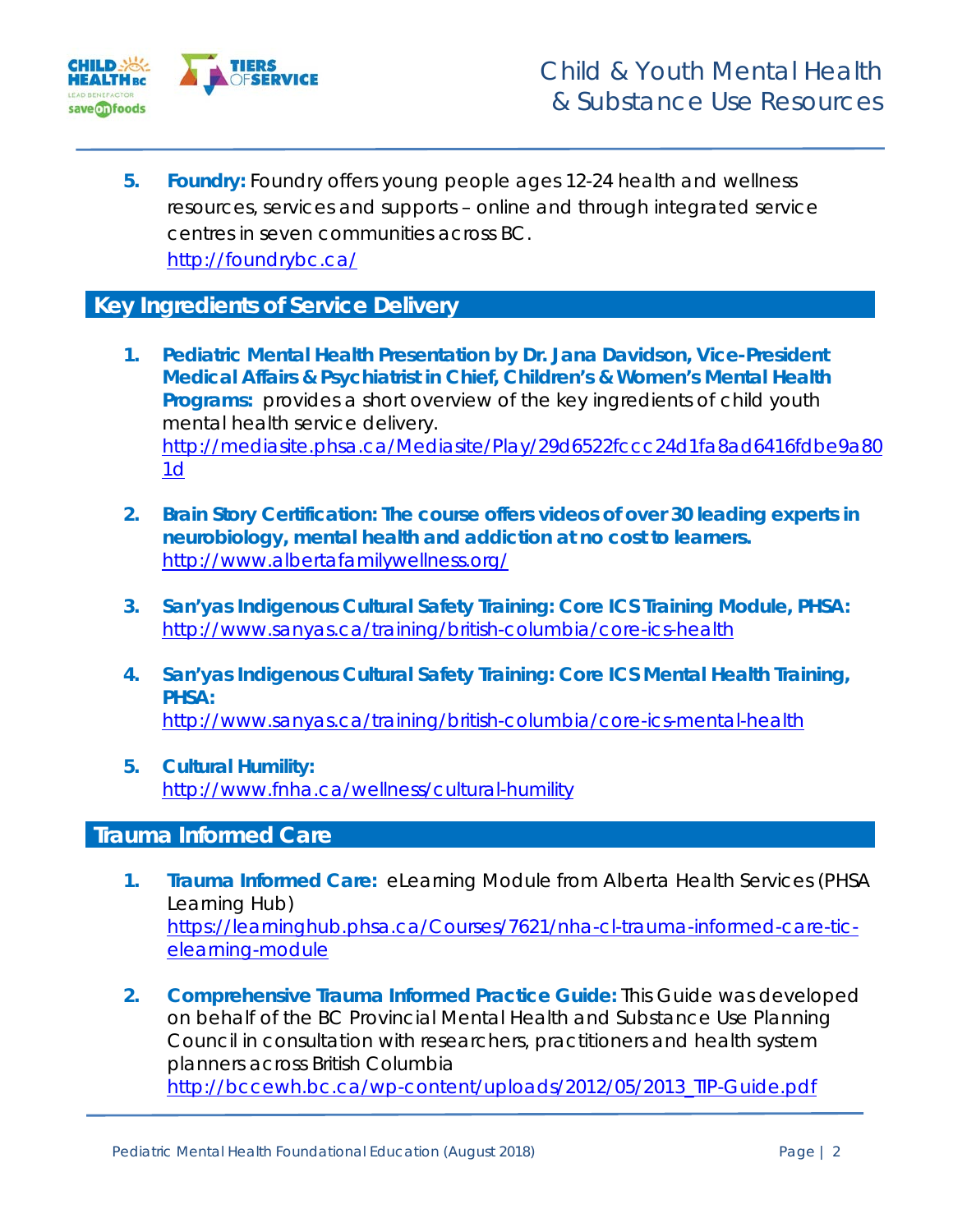5. **Foundry:** Foundry offers young people ages 12-24 health and wellness resources, services and supports – online and through integrated service centres in seven communities across BC.
   http://foundrybc.ca/

## Key Ingredients of Service Delivery

1. **Pediatric Mental Health Presentation by Dr. Jana Davidson, Vice-President Medical Affairs & Psychiatrist in Chief, Children's & Women's Mental Health Programs:** provides a short overview of the key ingredients of child youth mental health service delivery.
   http://mediasite.phsa.ca/Mediasite/Play/29d6522fccc24d1fa8ad6416fdbe9a801d

2. **Brain Story Certification: The course offers videos of over 30 leading experts in neurobiology, mental health and addiction at no cost to learners.**
   http://www.albertafamilywellness.org/

3. **San'yas Indigenous Cultural Safety Training: Core ICS Training Module, PHSA:**
   http://www.sanyas.ca/training/british-columbia/core-ics-health

4. **San'yas Indigenous Cultural Safety Training: Core ICS Mental Health Training, PHSA:**
   http://www.sanyas.ca/training/british-columbia/core-ics-mental-health

5. **Cultural Humility:**
   http://www.fnha.ca/wellness/cultural-humility

## Trauma Informed Care

1. **Trauma Informed Care:** eLearning Module from Alberta Health Services (PHSA Learning Hub)
   https://learninghub.phsa.ca/Courses/7621/nha-cl-trauma-informed-care-tic-elearning-module

2. **Comprehensive Trauma Informed Practice Guide:** This Guide was developed on behalf of the BC Provincial Mental Health and Substance Use Planning Council in consultation with researchers, practitioners and health system planners across British Columbia
   http://bccewh.bc.ca/wp-content/uploads/2012/05/2013_TIP-Guide.pdf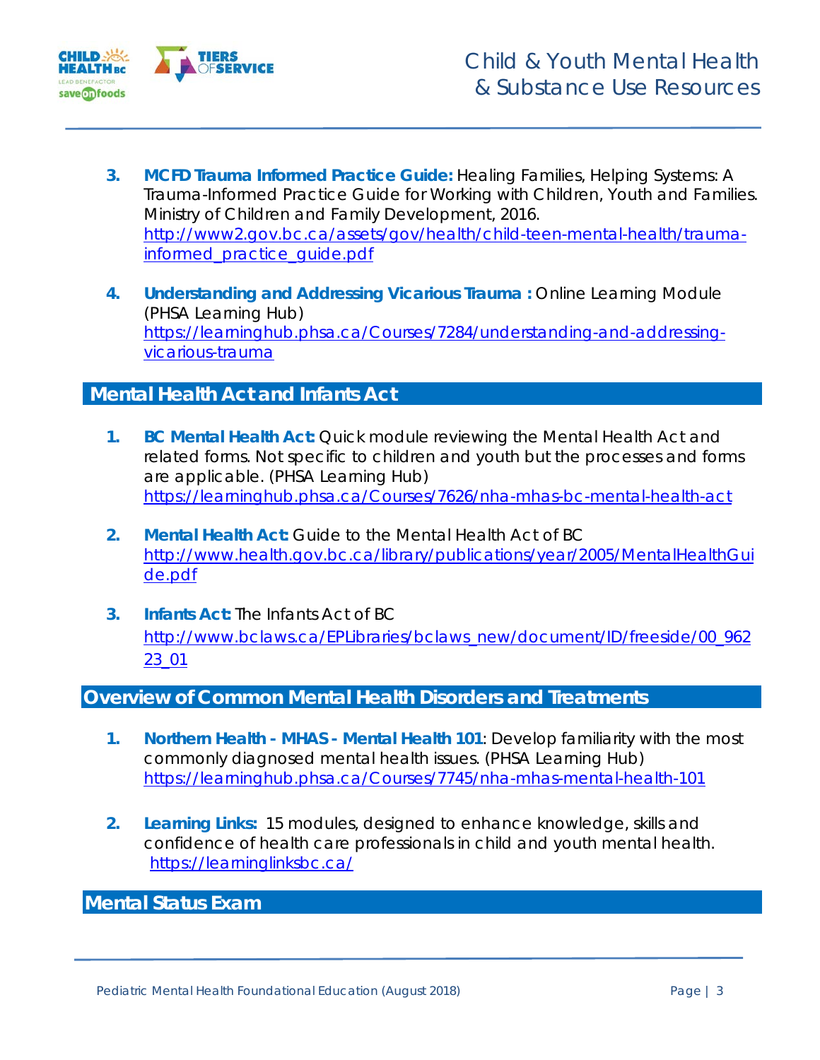3. **MCFD Trauma Informed Practice Guide:** Healing Families, Helping Systems: A Trauma-Informed Practice Guide for Working with Children, Youth and Families. Ministry of Children and Family Development, 2016. http://www2.gov.bc.ca/assets/gov/health/child-teen-mental-health/trauma-informed_practice_guide.pdf

4. **Understanding and Addressing Vicarious Trauma :** Online Learning Module (PHSA Learning Hub) https://learninghub.phsa.ca/Courses/7284/understanding-and-addressing-vicarious-trauma

## Mental Health Act and Infants Act

1. **BC Mental Health Act:** Quick module reviewing the Mental Health Act and related forms. Not specific to children and youth but the processes and forms are applicable. (PHSA Learning Hub) https://learninghub.phsa.ca/Courses/7626/nha-mhas-bc-mental-health-act

2. **Mental Health Act:** Guide to the Mental Health Act of BC http://www.health.gov.bc.ca/library/publications/year/2005/MentalHealthGuide.pdf

3. **Infants Act:** The Infants Act of BC http://www.bclaws.ca/EPLibraries/bclaws_new/document/ID/freeside/00_96223_01

## Overview of Common Mental Health Disorders and Treatments

1. **Northern Health - MHAS - Mental Health 101**: Develop familiarity with the most commonly diagnosed mental health issues. (PHSA Learning Hub) https://learninghub.phsa.ca/Courses/7745/nha-mhas-mental-health-101

2. **Learning Links:** 15 modules, designed to enhance knowledge, skills and confidence of health care professionals in child and youth mental health. https://learninglinksbc.ca/

## Mental Status Exam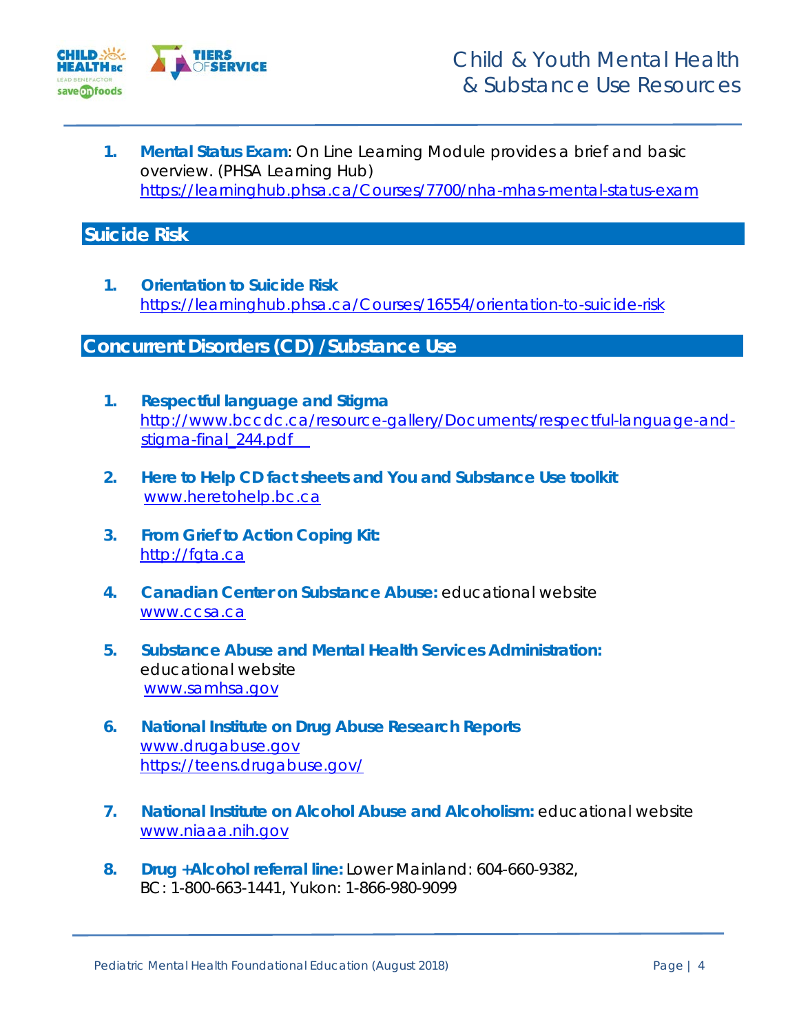1. **Mental Status Exam**: On Line Learning Module provides a brief and basic overview. (PHSA Learning Hub)
   https://learninghub.phsa.ca/Courses/7700/nha-mhas-mental-status-exam

## Suicide Risk

1. **Orientation to Suicide Risk**
   https://learninghub.phsa.ca/Courses/16554/orientation-to-suicide-risk

## Concurrent Disorders (CD) /Substance Use

1. **Respectful language and Stigma**
   http://www.bccdc.ca/resource-gallery/Documents/respectful-language-and-stigma-final_244.pdf

2. **Here to Help CD fact sheets and You and Substance Use toolkit**
   www.heretohelp.bc.ca

3. **From Grief to Action Coping Kit:**
   http://fgta.ca

4. **Canadian Center on Substance Abuse:** educational website
   www.ccsa.ca

5. **Substance Abuse and Mental Health Services Administration:** educational website
   www.samhsa.gov

6. **National Institute on Drug Abuse Research Reports**
   www.drugabuse.gov
   https://teens.drugabuse.gov/

7. **National Institute on Alcohol Abuse and Alcoholism:** educational website
   www.niaaa.nih.gov

8. **Drug +Alcohol referral line:** Lower Mainland: 604-660-9382, BC: 1-800-663-1441, Yukon: 1-866-980-9099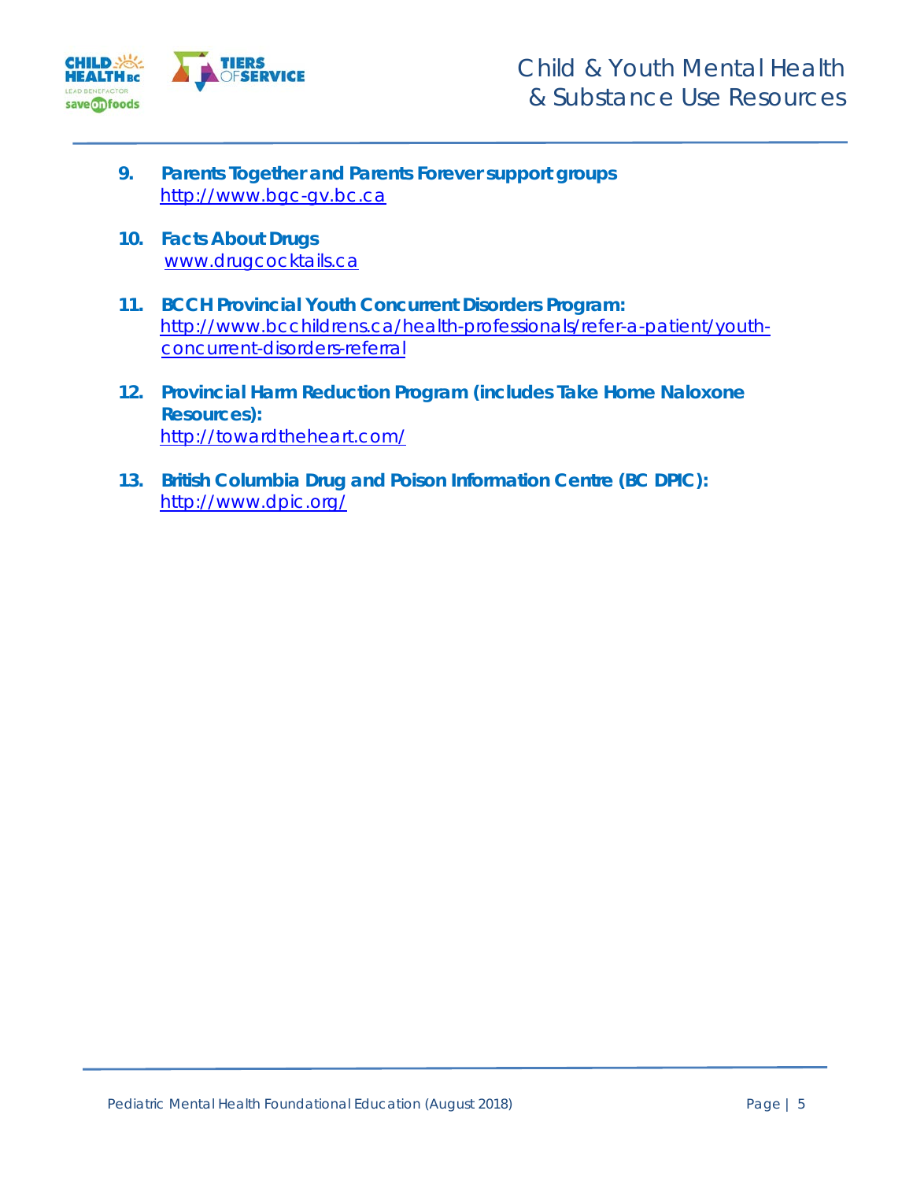9. **Parents Together and Parents Forever support groups**
   http://www.bgc-gv.bc.ca

10. **Facts About Drugs**
    www.drugcocktails.ca

11. **BCCH Provincial Youth Concurrent Disorders Program:**
    http://www.bcchildrens.ca/health-professionals/refer-a-patient/youth-concurrent-disorders-referral

12. **Provincial Harm Reduction Program (includes Take Home Naloxone Resources):**
    http://towardtheheart.com/

13. **British Columbia Drug and Poison Information Centre (BC DPIC):**
    http://www.dpic.org/